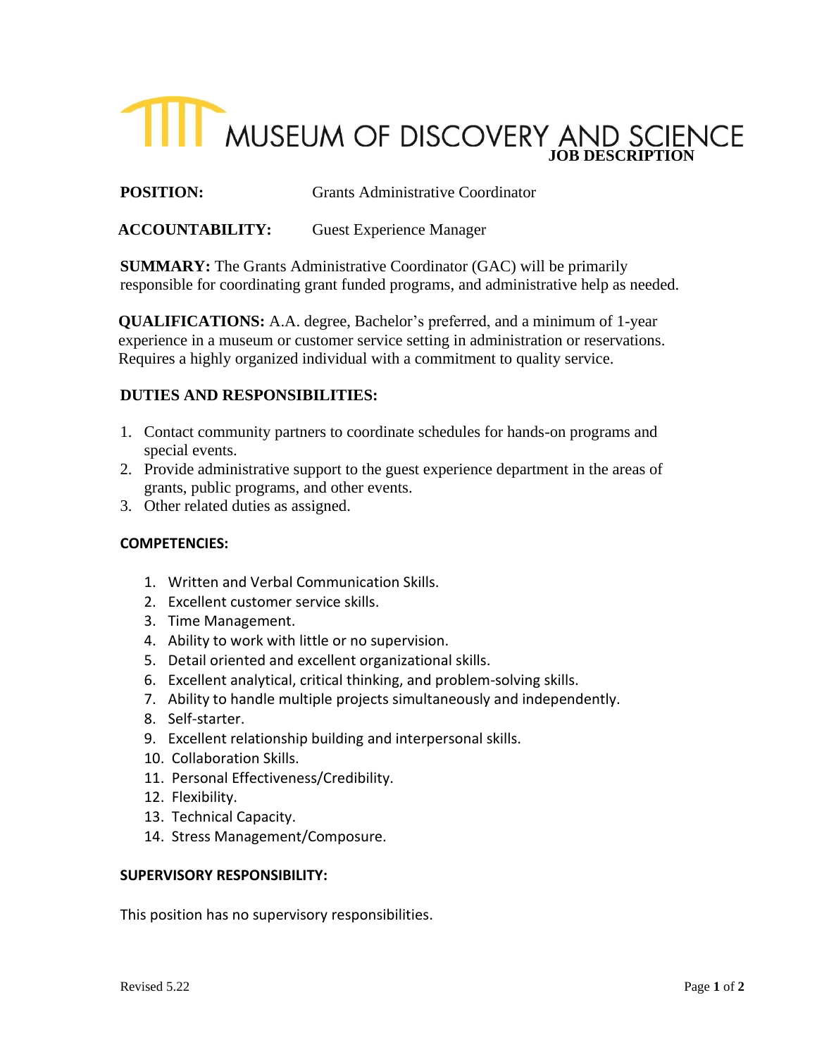# MUSEUM OF DISCOVERY AND SCIENCE

## JOB DESCRIPTION

**POSITION:** Grants Administrative Coordinator

**ACCOUNTABILITY:** Guest Experience Manager

**SUMMARY:** The Grants Administrative Coordinator (GAC) will be primarily responsible for coordinating grant funded programs, and administrative help as needed.

**QUALIFICATIONS:** A.A. degree, Bachelor's preferred, and a minimum of 1-year experience in a museum or customer service setting in administration or reservations. Requires a highly organized individual with a commitment to quality service.

### DUTIES AND RESPONSIBILITIES:

1. Contact community partners to coordinate schedules for hands-on programs and special events.
2. Provide administrative support to the guest experience department in the areas of grants, public programs, and other events.
3. Other related duties as assigned.

### COMPETENCIES:

1. Written and Verbal Communication Skills.
2. Excellent customer service skills.
3. Time Management.
4. Ability to work with little or no supervision.
5. Detail oriented and excellent organizational skills.
6. Excellent analytical, critical thinking, and problem-solving skills.
7. Ability to handle multiple projects simultaneously and independently.
8. Self-starter.
9. Excellent relationship building and interpersonal skills.
10. Collaboration Skills.
11. Personal Effectiveness/Credibility.
12. Flexibility.
13. Technical Capacity.
14. Stress Management/Composure.

### SUPERVISORY RESPONSIBILITY:

This position has no supervisory responsibilities.

Revised 5.22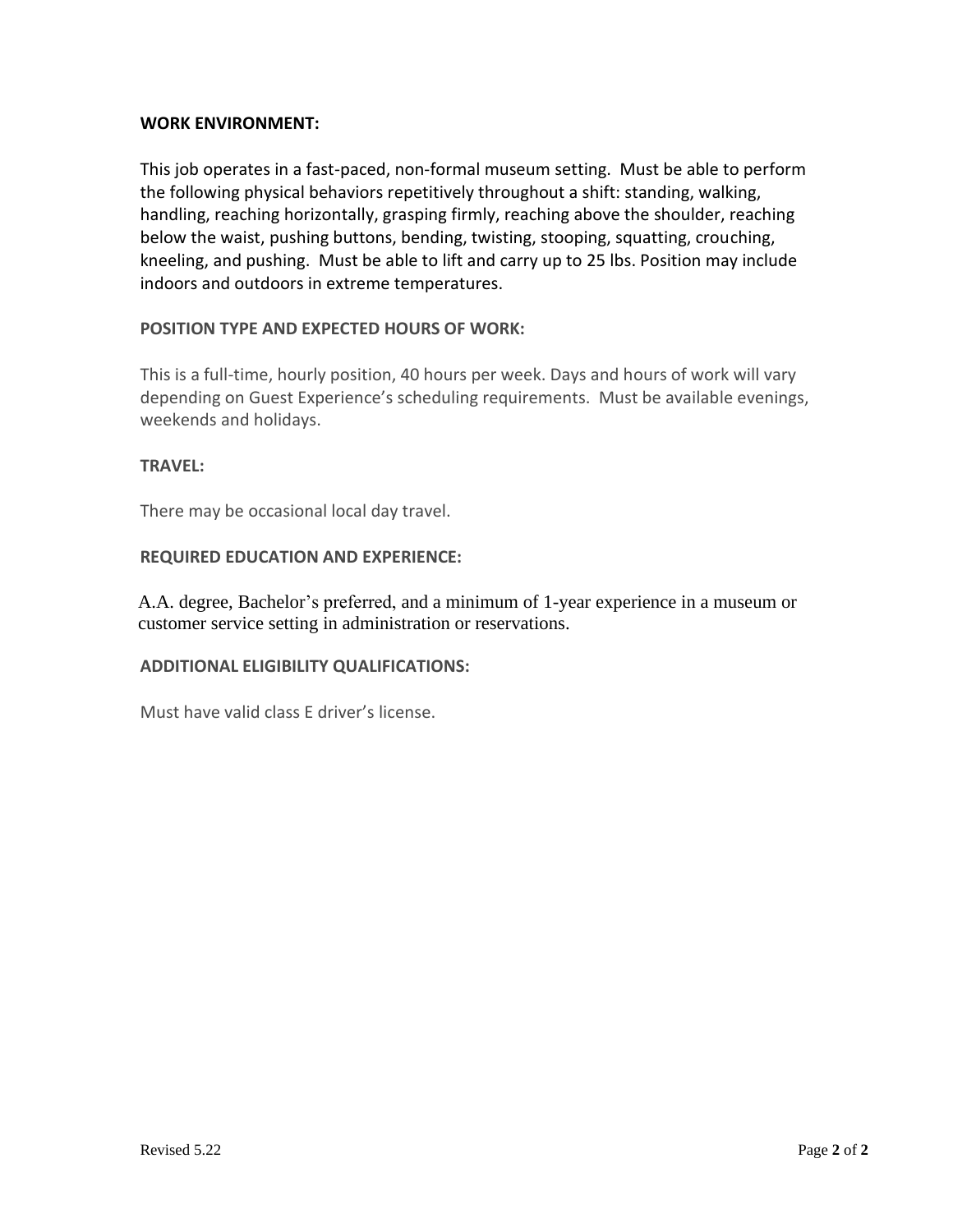**WORK ENVIRONMENT:**

This job operates in a fast-paced, non-formal museum setting. Must be able to perform the following physical behaviors repetitively throughout a shift: standing, walking, handling, reaching horizontally, grasping firmly, reaching above the shoulder, reaching below the waist, pushing buttons, bending, twisting, stooping, squatting, crouching, kneeling, and pushing. Must be able to lift and carry up to 25 lbs. Position may include indoors and outdoors in extreme temperatures.

**POSITION TYPE AND EXPECTED HOURS OF WORK:**

This is a full-time, hourly position, 40 hours per week. Days and hours of work will vary depending on Guest Experience's scheduling requirements. Must be available evenings, weekends and holidays.

**TRAVEL:**

There may be occasional local day travel.

**REQUIRED EDUCATION AND EXPERIENCE:**

A.A. degree, Bachelor's preferred, and a minimum of 1-year experience in a museum or customer service setting in administration or reservations.

**ADDITIONAL ELIGIBILITY QUALIFICATIONS:**

Must have valid class E driver's license.

Revised 5.22